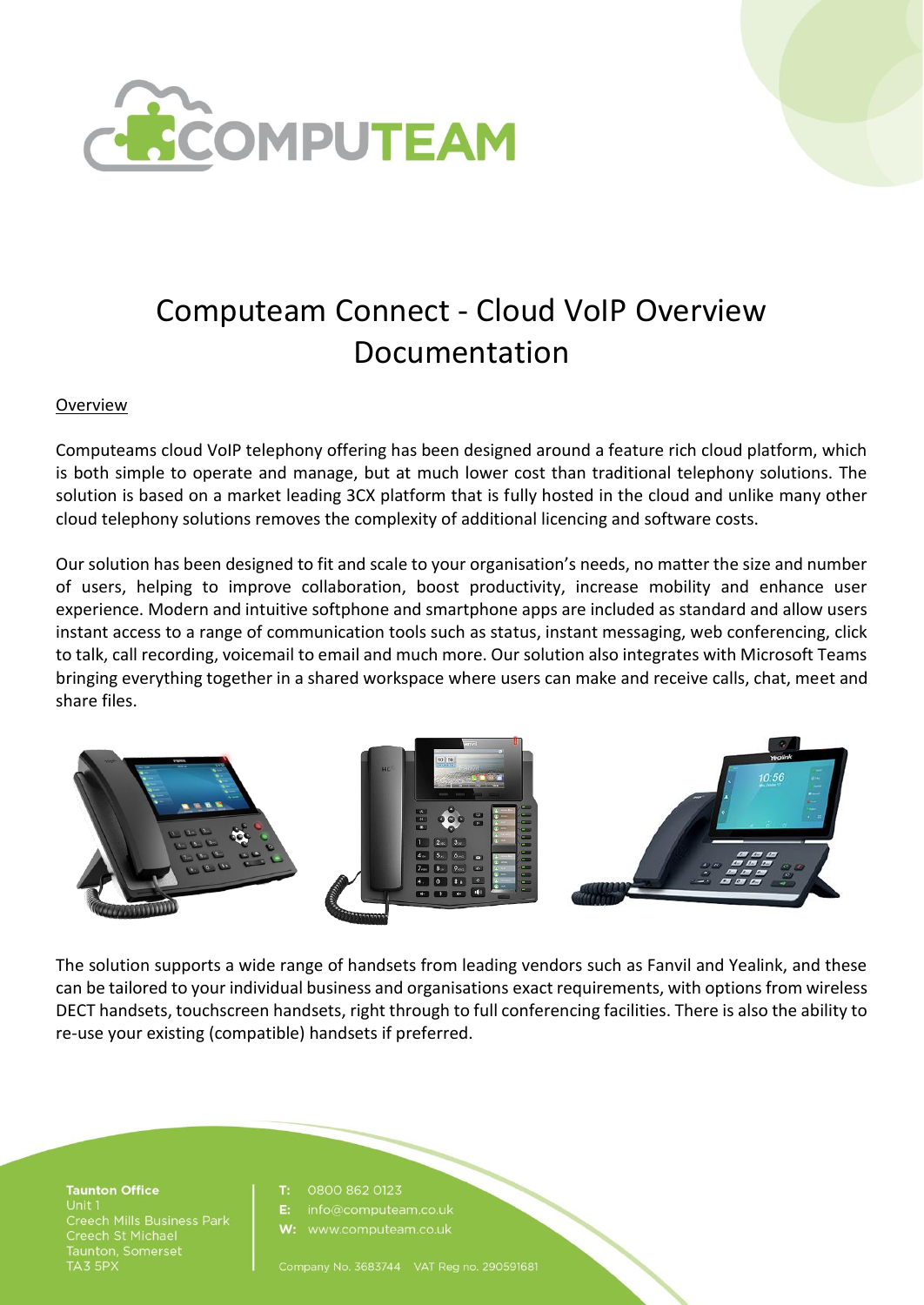# Computeam Connect - Cloud VoIP Overview Documentation

## Overview

Computeams cloud VoIP telephony offering has been designed around a feature rich cloud platform, which is both simple to operate and manage, but at much lower cost than traditional telephony solutions. The solution is based on a market leading 3CX platform that is fully hosted in the cloud and unlike many other cloud telephony solutions removes the complexity of additional licencing and software costs.

Our solution has been designed to fit and scale to your organisation's needs, no matter the size and number of users, helping to improve collaboration, boost productivity, increase mobility and enhance user experience. Modern and intuitive softphone and smartphone apps are included as standard and allow users instant access to a range of communication tools such as status, instant messaging, web conferencing, click to talk, call recording, voicemail to email and much more. Our solution also integrates with Microsoft Teams bringing everything together in a shared workspace where users can make and receive calls, chat, meet and share files.

The solution supports a wide range of handsets from leading vendors such as Fanvil and Yealink, and these can be tailored to your individual business and organisations exact requirements, with options from wireless DECT handsets, touchscreen handsets, right through to full conferencing facilities. There is also the ability to re-use your existing (compatible) handsets if preferred.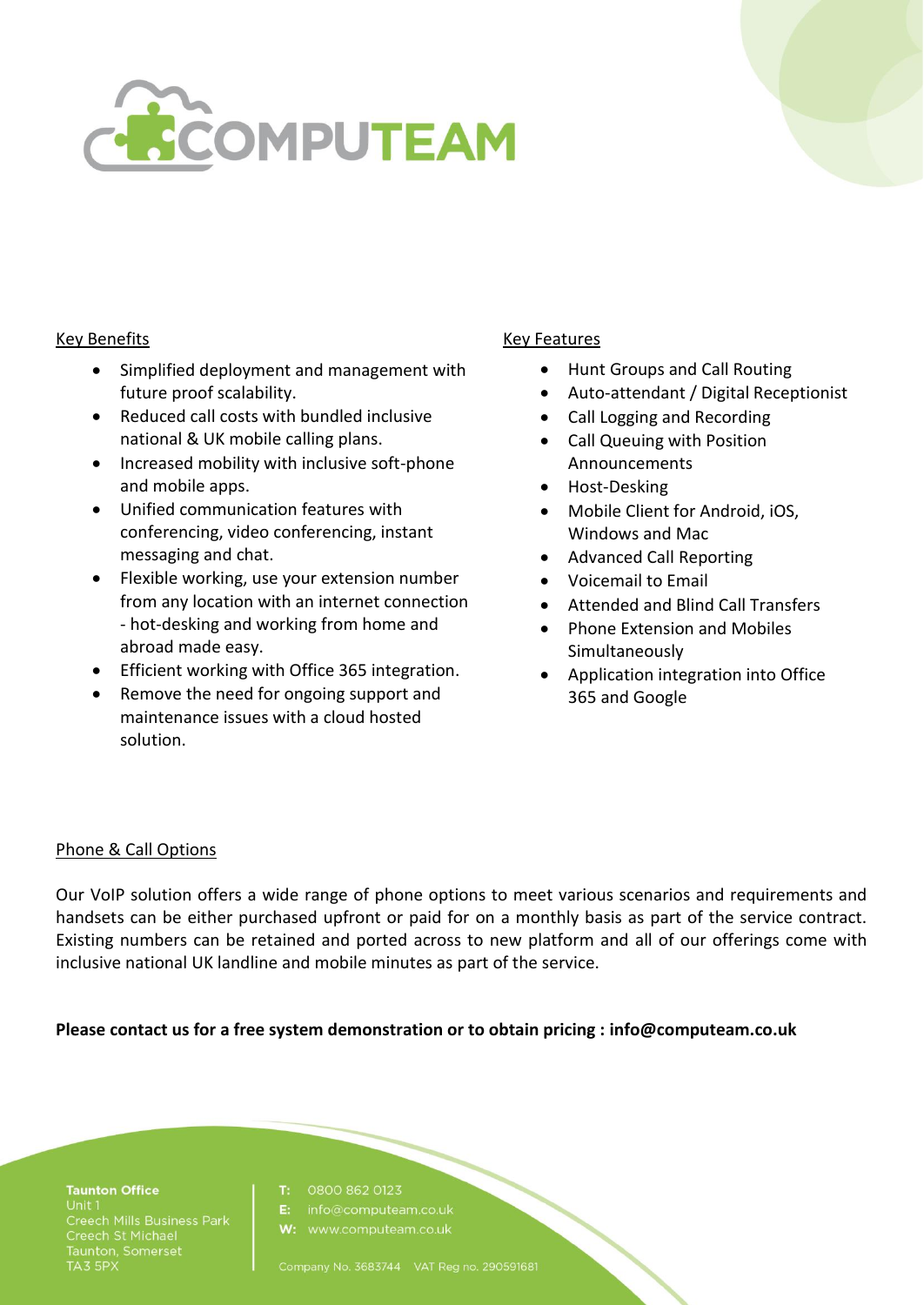COMPUTEAM

## Key Benefits

- Simplified deployment and management with future proof scalability.
- Reduced call costs with bundled inclusive national & UK mobile calling plans.
- Increased mobility with inclusive soft-phone and mobile apps.
- Unified communication features with conferencing, video conferencing, instant messaging and chat.
- Flexible working, use your extension number from any location with an internet connection - hot-desking and working from home and abroad made easy.
- Efficient working with Office 365 integration.
- Remove the need for ongoing support and maintenance issues with a cloud hosted solution.

## Key Features

- Hunt Groups and Call Routing
- Auto-attendant / Digital Receptionist
- Call Logging and Recording
- Call Queuing with Position Announcements
- Host-Desking
- Mobile Client for Android, iOS, Windows and Mac
- Advanced Call Reporting
- Voicemail to Email
- Attended and Blind Call Transfers
- Phone Extension and Mobiles Simultaneously
- Application integration into Office 365 and Google

## Phone & Call Options

Our VoIP solution offers a wide range of phone options to meet various scenarios and requirements and handsets can be either purchased upfront or paid for on a monthly basis as part of the service contract. Existing numbers can be retained and ported across to new platform and all of our offerings come with inclusive national UK landline and mobile minutes as part of the service.

**Please contact us for a free system demonstration or to obtain pricing : info@computeam.co.uk**

**Taunton Office**
Unit 1
Creech Mills Business Park
Creech St Michael
Taunton, Somerset
TA3 5PX

**T:** 0800 862 0123
**E:** info@computeam.co.uk
**W:** www.computeam.co.uk

Company No. 3683744 VAT Reg no. 290591681